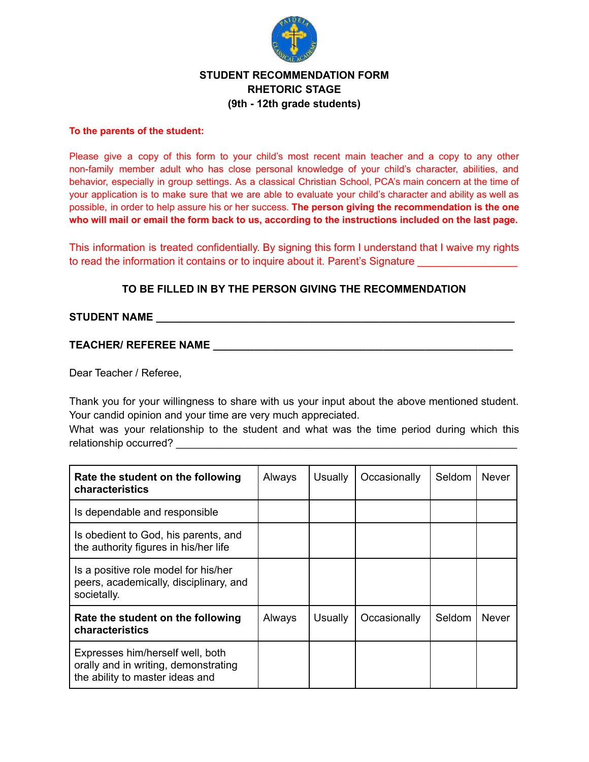**STUDENT RECOMMENDATION FORM**
**RHETORIC STAGE**
**(9th - 12th grade students)**

**To the parents of the student:**

Please give a copy of this form to your child's most recent main teacher and a copy to any other non-family member adult who has close personal knowledge of your child's character, abilities, and behavior, especially in group settings. As a classical Christian School, PCA's main concern at the time of your application is to make sure that we are able to evaluate your child's character and ability as well as possible, in order to help assure his or her success. **The person giving the recommendation is the one who will mail or email the form back to us, according to the instructions included on the last page.**

This information is treated confidentially. By signing this form I understand that I waive my rights to read the information it contains or to inquire about it. Parent's Signature _________________

**TO BE FILLED IN BY THE PERSON GIVING THE RECOMMENDATION**

**STUDENT NAME** ______________________________________________________________

**TEACHER/ REFEREE NAME** ____________________________________________________

Dear Teacher / Referee,

Thank you for your willingness to share with us your input about the above mentioned student. Your candid opinion and your time are very much appreciated.
What was your relationship to the student and what was the time period during which this relationship occurred? ________________________________________________________

| **Rate the student on the following characteristics** | Always | Usually | Occasionally | Seldom | Never |
|---|---|---|---|---|---|
| Is dependable and responsible | | | | | |
| Is obedient to God, his parents, and the authority figures in his/her life | | | | | |
| Is a positive role model for his/her peers, academically, disciplinary, and societally. | | | | | |
| **Rate the student on the following characteristics** | Always | Usually | Occasionally | Seldom | Never |
| Expresses him/herself well, both orally and in writing, demonstrating the ability to master ideas and | | | | | |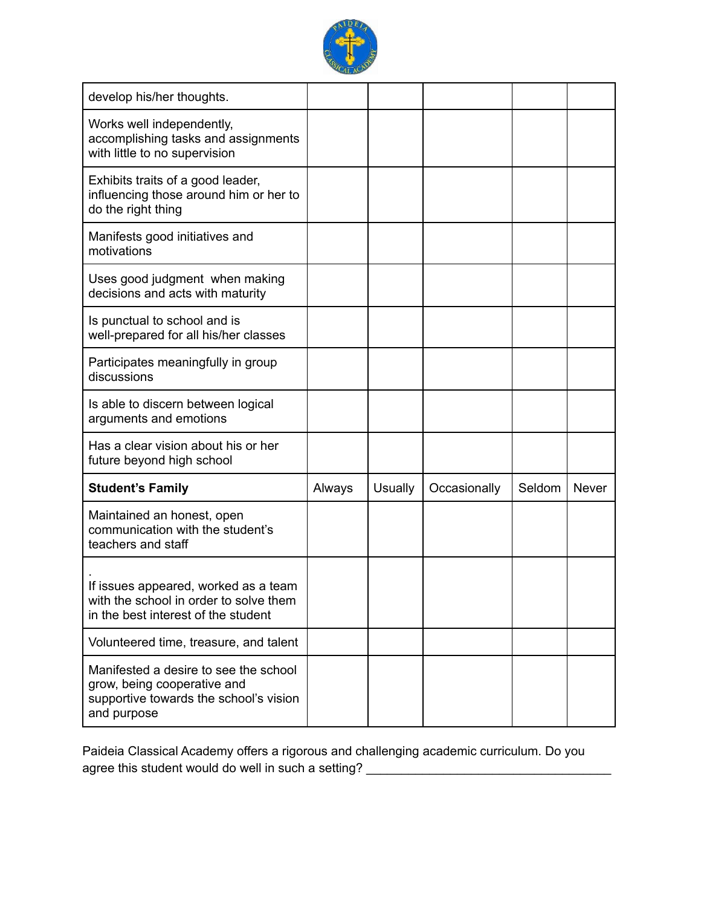| develop his/her thoughts. | | | | | |
|---|---|---|---|---|---|
| Works well independently, accomplishing tasks and assignments with little to no supervision | | | | | |
| Exhibits traits of a good leader, influencing those around him or her to do the right thing | | | | | |
| Manifests good initiatives and motivations | | | | | |
| Uses good judgment when making decisions and acts with maturity | | | | | |
| Is punctual to school and is well-prepared for all his/her classes | | | | | |
| Participates meaningfully in group discussions | | | | | |
| Is able to discern between logical arguments and emotions | | | | | |
| Has a clear vision about his or her future beyond high school | | | | | |
| **Student's Family** | Always | Usually | Occasionally | Seldom | Never |
| Maintained an honest, open communication with the student's teachers and staff | | | | | |
| . If issues appeared, worked as a team with the school in order to solve them in the best interest of the student | | | | | |
| Volunteered time, treasure, and talent | | | | | |
| Manifested a desire to see the school grow, being cooperative and supportive towards the school's vision and purpose | | | | | |

Paideia Classical Academy offers a rigorous and challenging academic curriculum. Do you agree this student would do well in such a setting? ___________________________________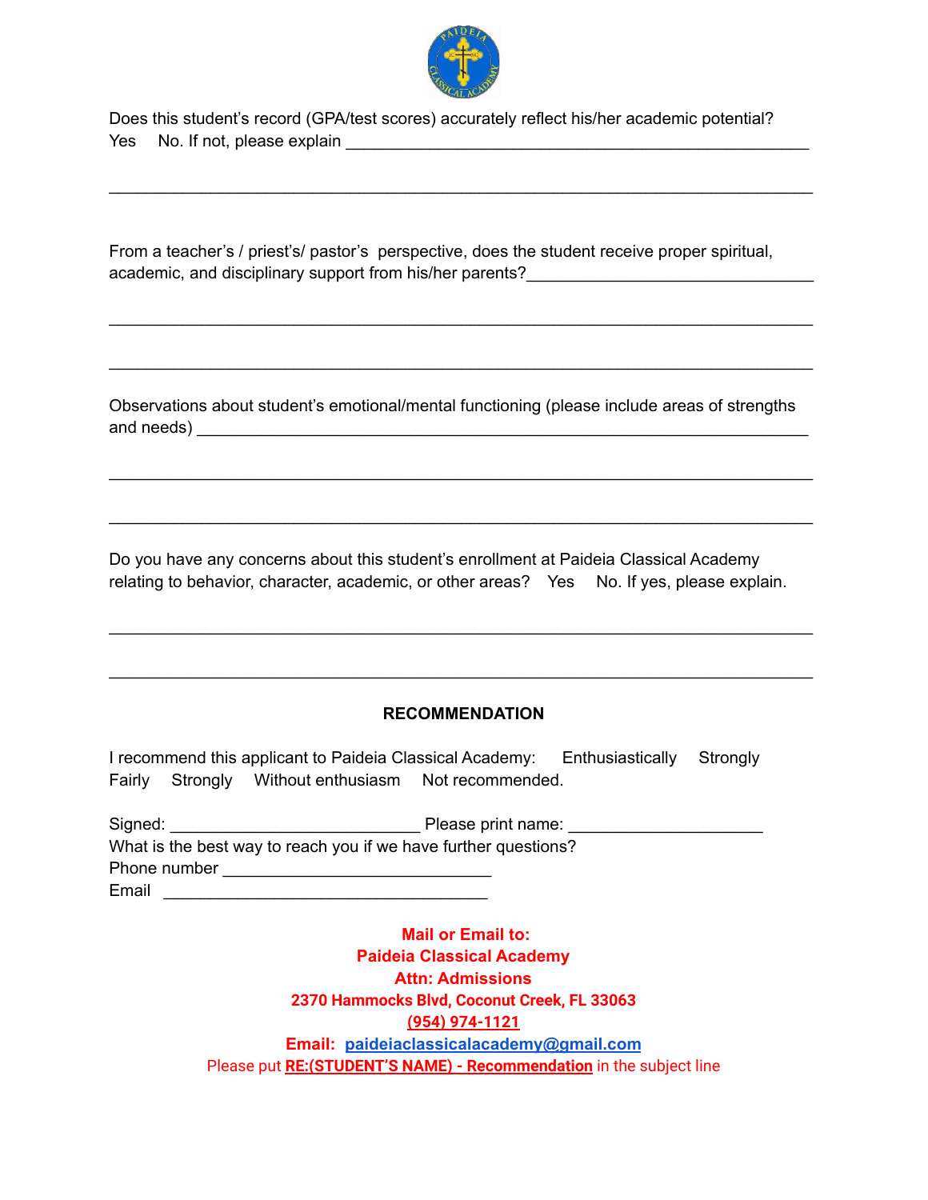Does this student's record (GPA/test scores) accurately reflect his/her academic potential?
Yes    No. If not, please explain ___________________________________________________

___________________________________________________________________________

From a teacher's / priest's/ pastor's perspective, does the student receive proper spiritual, academic, and disciplinary support from his/her parents?_______________________________

___________________________________________________________________________

___________________________________________________________________________

Observations about student's emotional/mental functioning (please include areas of strengths and needs) _________________________________________________________________

___________________________________________________________________________

___________________________________________________________________________

Do you have any concerns about this student's enrollment at Paideia Classical Academy relating to behavior, character, academic, or other areas?    Yes    No. If yes, please explain.

___________________________________________________________________________

___________________________________________________________________________

**RECOMMENDATION**

I recommend this applicant to Paideia Classical Academy:    Enthusiastically    Strongly
Fairly    Strongly    Without enthusiasm    Not recommended.

Signed: ___________________________ Please print name: _____________________
What is the best way to reach you if we have further questions?
Phone number _____________________________
Email ___________________________________

**Mail or Email to:**
**Paideia Classical Academy**
**Attn: Admissions**
**2370 Hammocks Blvd, Coconut Creek, FL 33063**
**(954) 974-1121**
**Email: paideiaclassicalacademy@gmail.com**
Please put **RE:(STUDENT'S NAME) - Recommendation** in the subject line